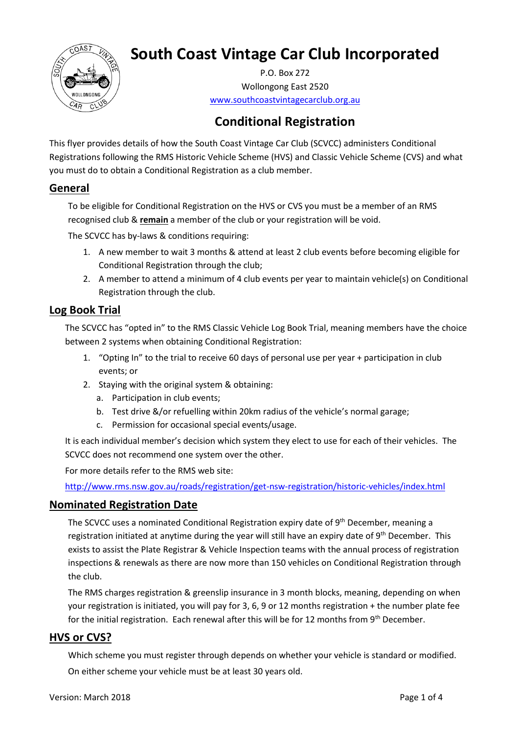# South Coast Vintage Car Club Incorporated

P.O. Box 272
Wollongong East 2520
[www.southcoastvintagecarclub.org.au](www.southcoastvintagecarclub.org.au)

## Conditional Registration

This flyer provides details of how the South Coast Vintage Car Club (SCVCC) administers Conditional Registrations following the RMS Historic Vehicle Scheme (HVS) and Classic Vehicle Scheme (CVS) and what you must do to obtain a Conditional Registration as a club member.

### General

To be eligible for Conditional Registration on the HVS or CVS you must be a member of an RMS recognised club & **remain** a member of the club or your registration will be void.

The SCVCC has by-laws & conditions requiring:

1. A new member to wait 3 months & attend at least 2 club events before becoming eligible for Conditional Registration through the club;
2. A member to attend a minimum of 4 club events per year to maintain vehicle(s) on Conditional Registration through the club.

### Log Book Trial

The SCVCC has "opted in" to the RMS Classic Vehicle Log Book Trial, meaning members have the choice between 2 systems when obtaining Conditional Registration:

1. "Opting In" to the trial to receive 60 days of personal use per year + participation in club events; or
2. Staying with the original system & obtaining:
   a. Participation in club events;
   b. Test drive &/or refuelling within 20km radius of the vehicle's normal garage;
   c. Permission for occasional special events/usage.

It is each individual member's decision which system they elect to use for each of their vehicles. The SCVCC does not recommend one system over the other.

For more details refer to the RMS web site:

[http://www.rms.nsw.gov.au/roads/registration/get-nsw-registration/historic-vehicles/index.html](http://www.rms.nsw.gov.au/roads/registration/get-nsw-registration/historic-vehicles/index.html)

### Nominated Registration Date

The SCVCC uses a nominated Conditional Registration expiry date of 9th December, meaning a registration initiated at anytime during the year will still have an expiry date of 9th December. This exists to assist the Plate Registrar & Vehicle Inspection teams with the annual process of registration inspections & renewals as there are now more than 150 vehicles on Conditional Registration through the club.

The RMS charges registration & greenslip insurance in 3 month blocks, meaning, depending on when your registration is initiated, you will pay for 3, 6, 9 or 12 months registration + the number plate fee for the initial registration. Each renewal after this will be for 12 months from 9th December.

### HVS or CVS?

Which scheme you must register through depends on whether your vehicle is standard or modified.

On either scheme your vehicle must be at least 30 years old.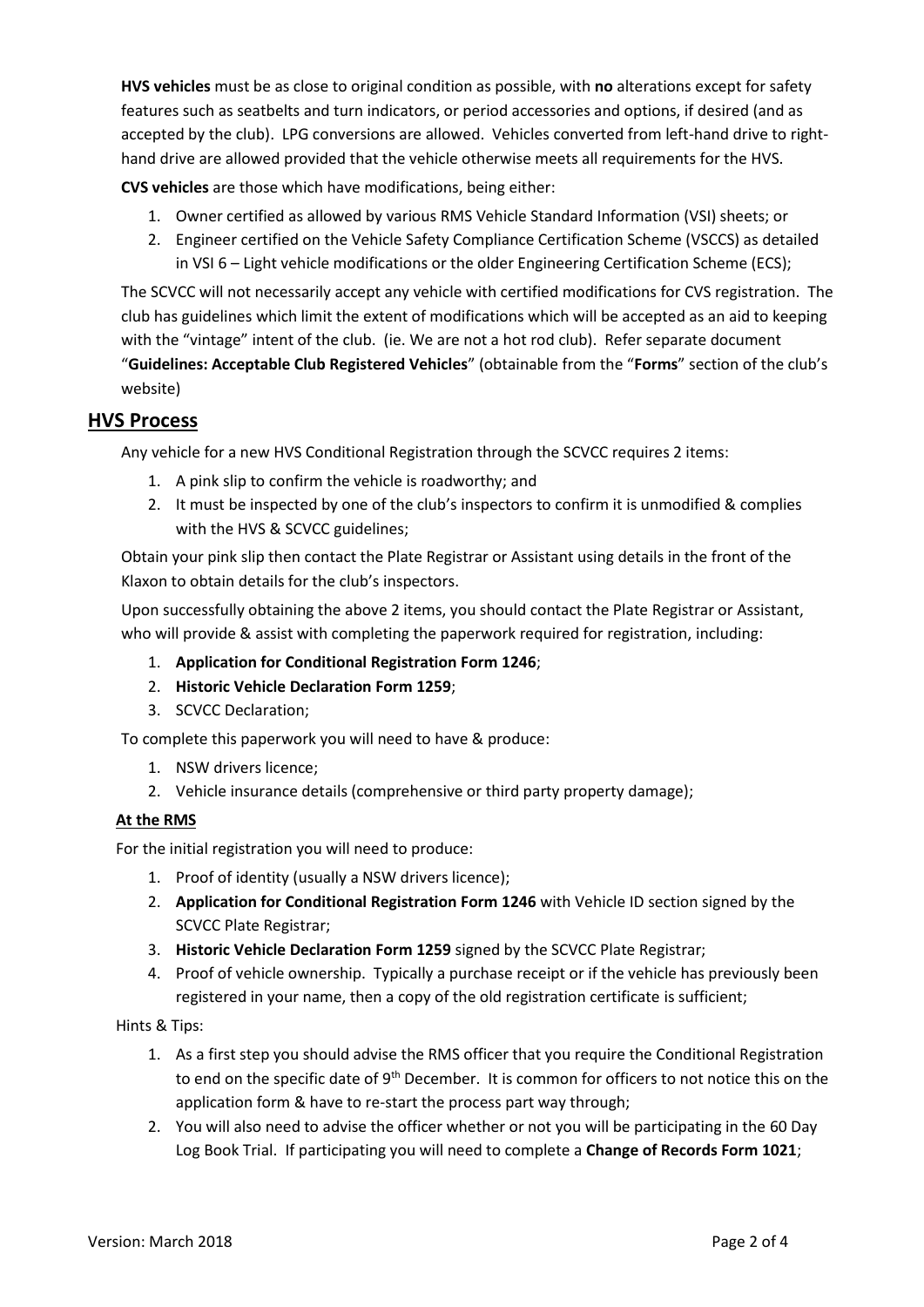**HVS vehicles** must be as close to original condition as possible, with **no** alterations except for safety features such as seatbelts and turn indicators, or period accessories and options, if desired (and as accepted by the club). LPG conversions are allowed. Vehicles converted from left-hand drive to right-hand drive are allowed provided that the vehicle otherwise meets all requirements for the HVS.

**CVS vehicles** are those which have modifications, being either:

1. Owner certified as allowed by various RMS Vehicle Standard Information (VSI) sheets; or
2. Engineer certified on the Vehicle Safety Compliance Certification Scheme (VSCCS) as detailed in VSI 6 – Light vehicle modifications or the older Engineering Certification Scheme (ECS);

The SCVCC will not necessarily accept any vehicle with certified modifications for CVS registration. The club has guidelines which limit the extent of modifications which will be accepted as an aid to keeping with the "vintage" intent of the club. (ie. We are not a hot rod club). Refer separate document "**Guidelines: Acceptable Club Registered Vehicles**" (obtainable from the "**Forms**" section of the club's website)

## HVS Process

Any vehicle for a new HVS Conditional Registration through the SCVCC requires 2 items:

1. A pink slip to confirm the vehicle is roadworthy; and
2. It must be inspected by one of the club's inspectors to confirm it is unmodified & complies with the HVS & SCVCC guidelines;

Obtain your pink slip then contact the Plate Registrar or Assistant using details in the front of the Klaxon to obtain details for the club's inspectors.

Upon successfully obtaining the above 2 items, you should contact the Plate Registrar or Assistant, who will provide & assist with completing the paperwork required for registration, including:

1. **Application for Conditional Registration Form 1246**;
2. **Historic Vehicle Declaration Form 1259**;
3. SCVCC Declaration;

To complete this paperwork you will need to have & produce:

1. NSW drivers licence;
2. Vehicle insurance details (comprehensive or third party property damage);

### At the RMS

For the initial registration you will need to produce:

1. Proof of identity (usually a NSW drivers licence);
2. **Application for Conditional Registration Form 1246** with Vehicle ID section signed by the SCVCC Plate Registrar;
3. **Historic Vehicle Declaration Form 1259** signed by the SCVCC Plate Registrar;
4. Proof of vehicle ownership. Typically a purchase receipt or if the vehicle has previously been registered in your name, then a copy of the old registration certificate is sufficient;

Hints & Tips:

1. As a first step you should advise the RMS officer that you require the Conditional Registration to end on the specific date of 9th December. It is common for officers to not notice this on the application form & have to re-start the process part way through;
2. You will also need to advise the officer whether or not you will be participating in the 60 Day Log Book Trial. If participating you will need to complete a **Change of Records Form 1021**;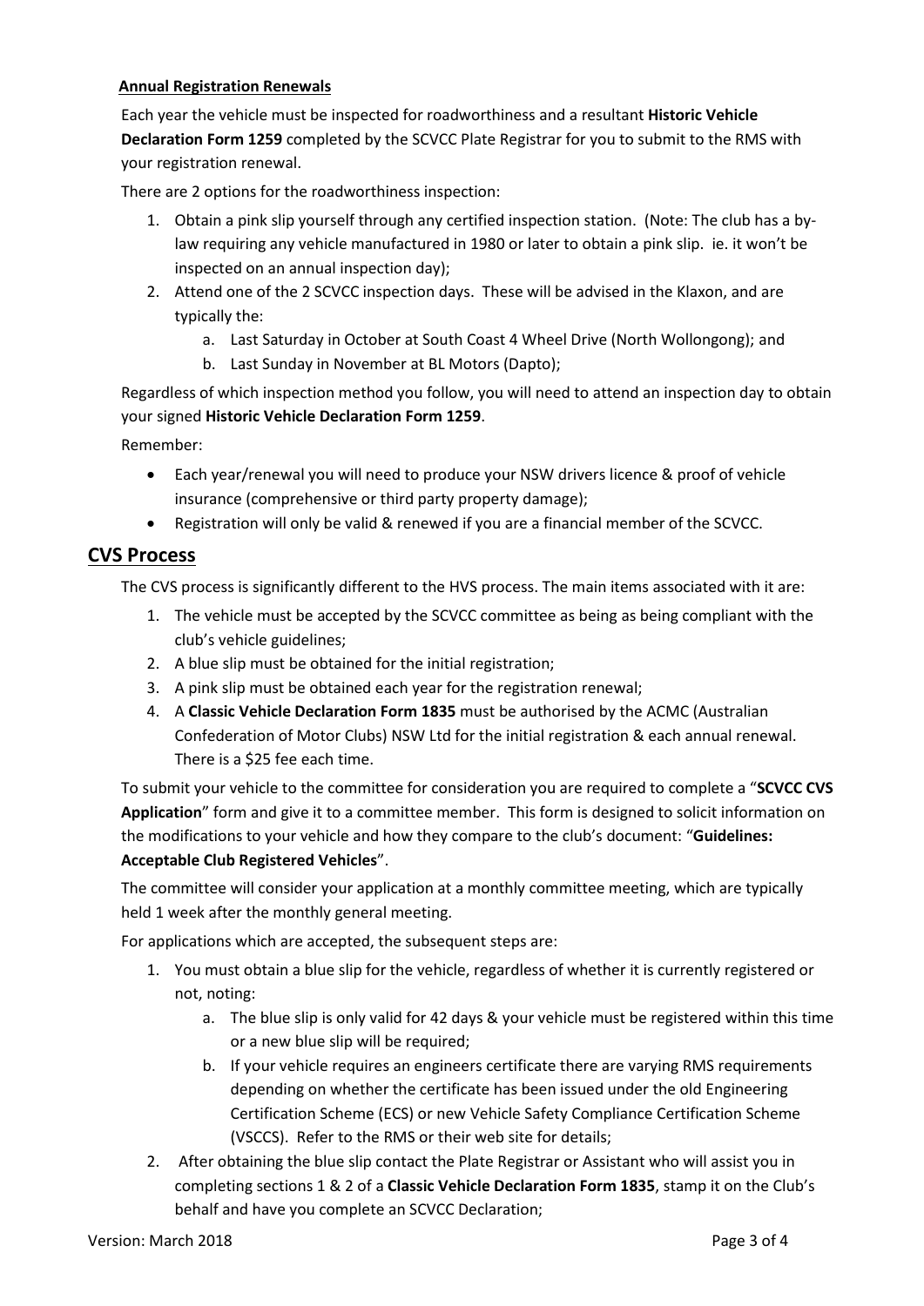**Annual Registration Renewals**

Each year the vehicle must be inspected for roadworthiness and a resultant **Historic Vehicle Declaration Form 1259** completed by the SCVCC Plate Registrar for you to submit to the RMS with your registration renewal.

There are 2 options for the roadworthiness inspection:

1. Obtain a pink slip yourself through any certified inspection station. (Note: The club has a by-law requiring any vehicle manufactured in 1980 or later to obtain a pink slip. ie. it won't be inspected on an annual inspection day);
2. Attend one of the 2 SCVCC inspection days. These will be advised in the Klaxon, and are typically the:
   a. Last Saturday in October at South Coast 4 Wheel Drive (North Wollongong); and
   b. Last Sunday in November at BL Motors (Dapto);

Regardless of which inspection method you follow, you will need to attend an inspection day to obtain your signed **Historic Vehicle Declaration Form 1259**.

Remember:

- Each year/renewal you will need to produce your NSW drivers licence & proof of vehicle insurance (comprehensive or third party property damage);
- Registration will only be valid & renewed if you are a financial member of the SCVCC.

## CVS Process

The CVS process is significantly different to the HVS process. The main items associated with it are:

1. The vehicle must be accepted by the SCVCC committee as being as being compliant with the club's vehicle guidelines;
2. A blue slip must be obtained for the initial registration;
3. A pink slip must be obtained each year for the registration renewal;
4. A **Classic Vehicle Declaration Form 1835** must be authorised by the ACMC (Australian Confederation of Motor Clubs) NSW Ltd for the initial registration & each annual renewal. There is a $25 fee each time.

To submit your vehicle to the committee for consideration you are required to complete a "**SCVCC CVS Application**" form and give it to a committee member. This form is designed to solicit information on the modifications to your vehicle and how they compare to the club's document: "**Guidelines: Acceptable Club Registered Vehicles**".

The committee will consider your application at a monthly committee meeting, which are typically held 1 week after the monthly general meeting.

For applications which are accepted, the subsequent steps are:

1. You must obtain a blue slip for the vehicle, regardless of whether it is currently registered or not, noting:
   a. The blue slip is only valid for 42 days & your vehicle must be registered within this time or a new blue slip will be required;
   b. If your vehicle requires an engineers certificate there are varying RMS requirements depending on whether the certificate has been issued under the old Engineering Certification Scheme (ECS) or new Vehicle Safety Compliance Certification Scheme (VSCCS). Refer to the RMS or their web site for details;
2. After obtaining the blue slip contact the Plate Registrar or Assistant who will assist you in completing sections 1 & 2 of a **Classic Vehicle Declaration Form 1835**, stamp it on the Club's behalf and have you complete an SCVCC Declaration;

Version: March 2018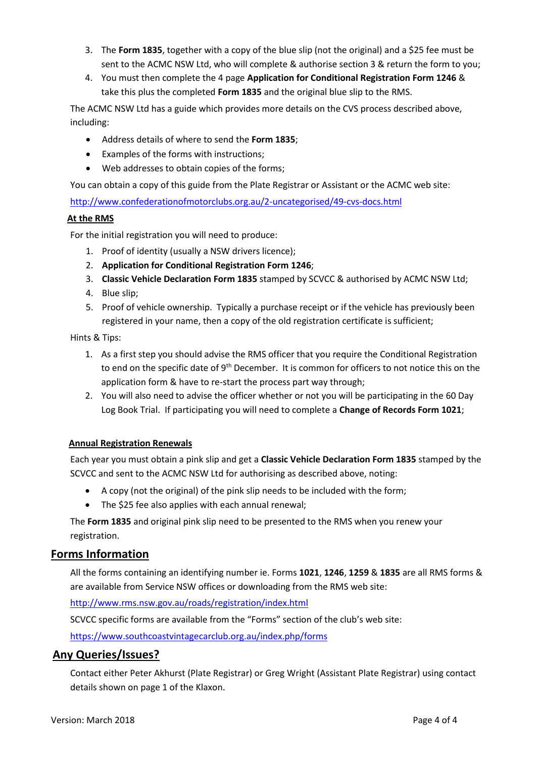3. The **Form 1835**, together with a copy of the blue slip (not the original) and a $25 fee must be sent to the ACMC NSW Ltd, who will complete & authorise section 3 & return the form to you;
4. You must then complete the 4 page **Application for Conditional Registration Form 1246** & take this plus the completed **Form 1835** and the original blue slip to the RMS.

The ACMC NSW Ltd has a guide which provides more details on the CVS process described above, including:

- Address details of where to send the **Form 1835**;
- Examples of the forms with instructions;
- Web addresses to obtain copies of the forms;

You can obtain a copy of this guide from the Plate Registrar or Assistant or the ACMC web site:

http://www.confederationofmotorclubs.org.au/2-uncategorised/49-cvs-docs.html

**At the RMS**

For the initial registration you will need to produce:

1. Proof of identity (usually a NSW drivers licence);
2. **Application for Conditional Registration Form 1246**;
3. **Classic Vehicle Declaration Form 1835** stamped by SCVCC & authorised by ACMC NSW Ltd;
4. Blue slip;
5. Proof of vehicle ownership. Typically a purchase receipt or if the vehicle has previously been registered in your name, then a copy of the old registration certificate is sufficient;

Hints & Tips:

1. As a first step you should advise the RMS officer that you require the Conditional Registration to end on the specific date of 9th December. It is common for officers to not notice this on the application form & have to re-start the process part way through;
2. You will also need to advise the officer whether or not you will be participating in the 60 Day Log Book Trial. If participating you will need to complete a **Change of Records Form 1021**;

**Annual Registration Renewals**

Each year you must obtain a pink slip and get a **Classic Vehicle Declaration Form 1835** stamped by the SCVCC and sent to the ACMC NSW Ltd for authorising as described above, noting:

- A copy (not the original) of the pink slip needs to be included with the form;
- The $25 fee also applies with each annual renewal;

The **Form 1835** and original pink slip need to be presented to the RMS when you renew your registration.

## Forms Information

All the forms containing an identifying number ie. Forms **1021**, **1246**, **1259** & **1835** are all RMS forms & are available from Service NSW offices or downloading from the RMS web site:

http://www.rms.nsw.gov.au/roads/registration/index.html

SCVCC specific forms are available from the "Forms" section of the club's web site:

https://www.southcoastvintagecarclub.org.au/index.php/forms

## Any Queries/Issues?

Contact either Peter Akhurst (Plate Registrar) or Greg Wright (Assistant Plate Registrar) using contact details shown on page 1 of the Klaxon.

Version: March 2018